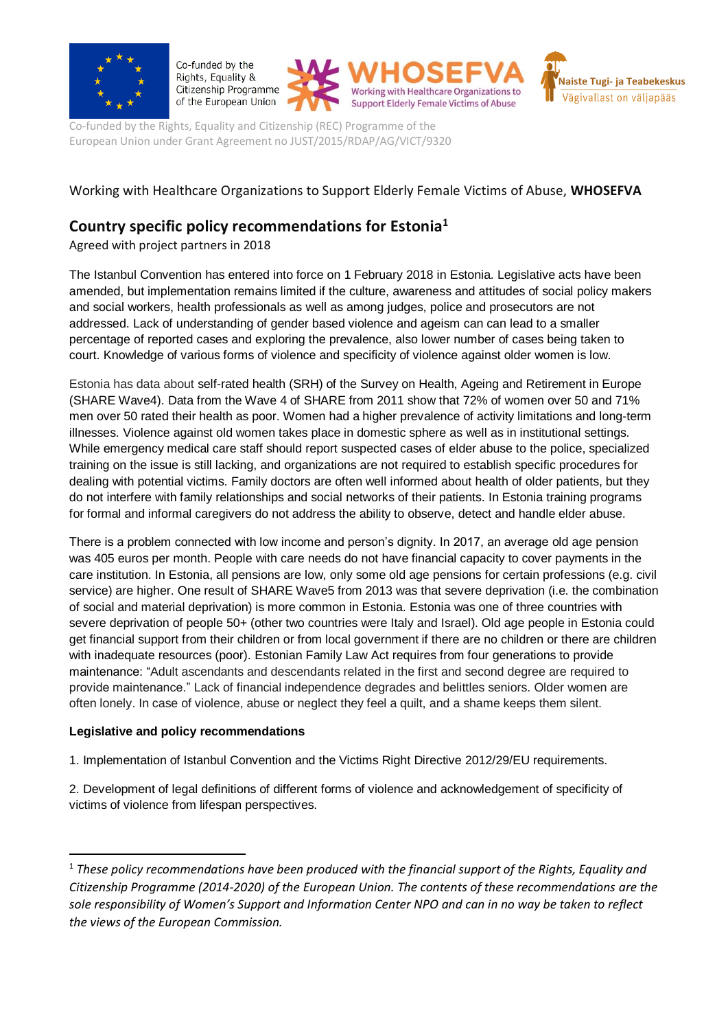Co-funded by the Rights, Equality & Citizenship Programme of the European Union

WHOSEFVA Working with Healthcare Organizations to Support Elderly Female Victims of Abuse

Naiste Tugi- ja Teabekeskus Vägivallast on väljapääs

Co-funded by the Rights, Equality and Citizenship (REC) Programme of the European Union under Grant Agreement no JUST/2015/RDAP/AG/VICT/9320

Working with Healthcare Organizations to Support Elderly Female Victims of Abuse, **WHOSEFVA**

## Country specific policy recommendations for Estonia[1]

Agreed with project partners in 2018

The Istanbul Convention has entered into force on 1 February 2018 in Estonia. Legislative acts have been amended, but implementation remains limited if the culture, awareness and attitudes of social policy makers and social workers, health professionals as well as among judges, police and prosecutors are not addressed. Lack of understanding of gender based violence and ageism can can lead to a smaller percentage of reported cases and exploring the prevalence, also lower number of cases being taken to court. Knowledge of various forms of violence and specificity of violence against older women is low.

Estonia has data about self-rated health (SRH) of the Survey on Health, Ageing and Retirement in Europe (SHARE Wave4). Data from the Wave 4 of SHARE from 2011 show that 72% of women over 50 and 71% men over 50 rated their health as poor. Women had a higher prevalence of activity limitations and long-term illnesses. Violence against old women takes place in domestic sphere as well as in institutional settings. While emergency medical care staff should report suspected cases of elder abuse to the police, specialized training on the issue is still lacking, and organizations are not required to establish specific procedures for dealing with potential victims. Family doctors are often well informed about health of older patients, but they do not interfere with family relationships and social networks of their patients. In Estonia training programs for formal and informal caregivers do not address the ability to observe, detect and handle elder abuse.

There is a problem connected with low income and person's dignity. In 2017, an average old age pension was 405 euros per month. People with care needs do not have financial capacity to cover payments in the care institution. In Estonia, all pensions are low, only some old age pensions for certain professions (e.g. civil service) are higher. One result of SHARE Wave5 from 2013 was that severe deprivation (i.e. the combination of social and material deprivation) is more common in Estonia. Estonia was one of three countries with severe deprivation of people 50+ (other two countries were Italy and Israel). Old age people in Estonia could get financial support from their children or from local government if there are no children or there are children with inadequate resources (poor). Estonian Family Law Act requires from four generations to provide maintenance: "Adult ascendants and descendants related in the first and second degree are required to provide maintenance." Lack of financial independence degrades and belittles seniors. Older women are often lonely. In case of violence, abuse or neglect they feel a quilt, and a shame keeps them silent.

**Legislative and policy recommendations**

1. Implementation of Istanbul Convention and the Victims Right Directive 2012/29/EU requirements.

2. Development of legal definitions of different forms of violence and acknowledgement of specificity of victims of violence from lifespan perspectives.

---

[1] *These policy recommendations have been produced with the financial support of the Rights, Equality and Citizenship Programme (2014-2020) of the European Union. The contents of these recommendations are the sole responsibility of Women's Support and Information Center NPO and can in no way be taken to reflect the views of the European Commission.*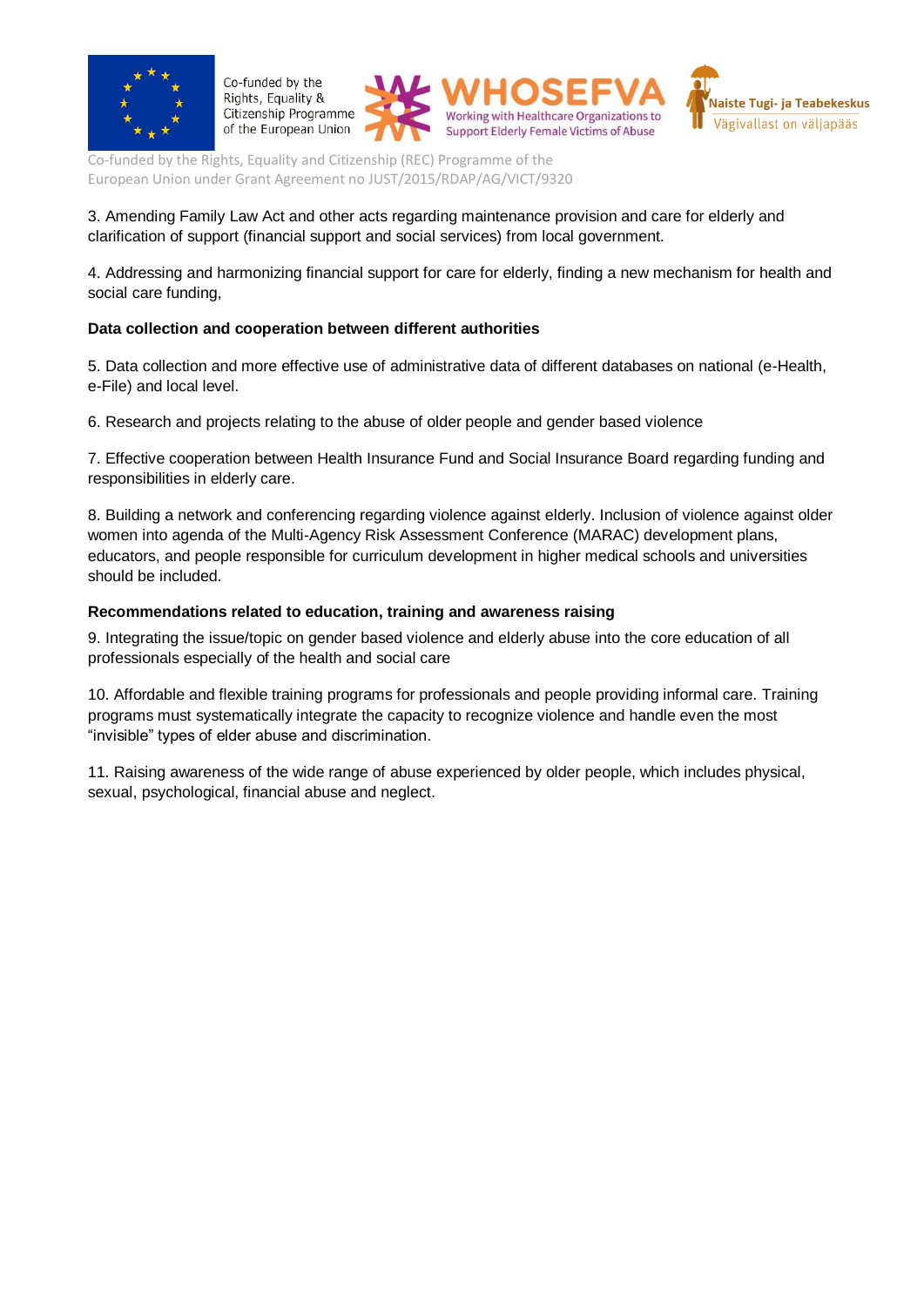3. Amending Family Law Act and other acts regarding maintenance provision and care for elderly and clarification of support (financial support and social services) from local government.

4. Addressing and harmonizing financial support for care for elderly, finding a new mechanism for health and social care funding,

**Data collection and cooperation between different authorities**

5. Data collection and more effective use of administrative data of different databases on national (e-Health, e-File) and local level.

6. Research and projects relating to the abuse of older people and gender based violence

7. Effective cooperation between Health Insurance Fund and Social Insurance Board regarding funding and responsibilities in elderly care.

8. Building a network and conferencing regarding violence against elderly. Inclusion of violence against older women into agenda of the Multi-Agency Risk Assessment Conference (MARAC) development plans, educators, and people responsible for curriculum development in higher medical schools and universities should be included.

**Recommendations related to education, training and awareness raising**

9. Integrating the issue/topic on gender based violence and elderly abuse into the core education of all professionals especially of the health and social care

10. Affordable and flexible training programs for professionals and people providing informal care. Training programs must systematically integrate the capacity to recognize violence and handle even the most "invisible" types of elder abuse and discrimination.

11. Raising awareness of the wide range of abuse experienced by older people, which includes physical, sexual, psychological, financial abuse and neglect.